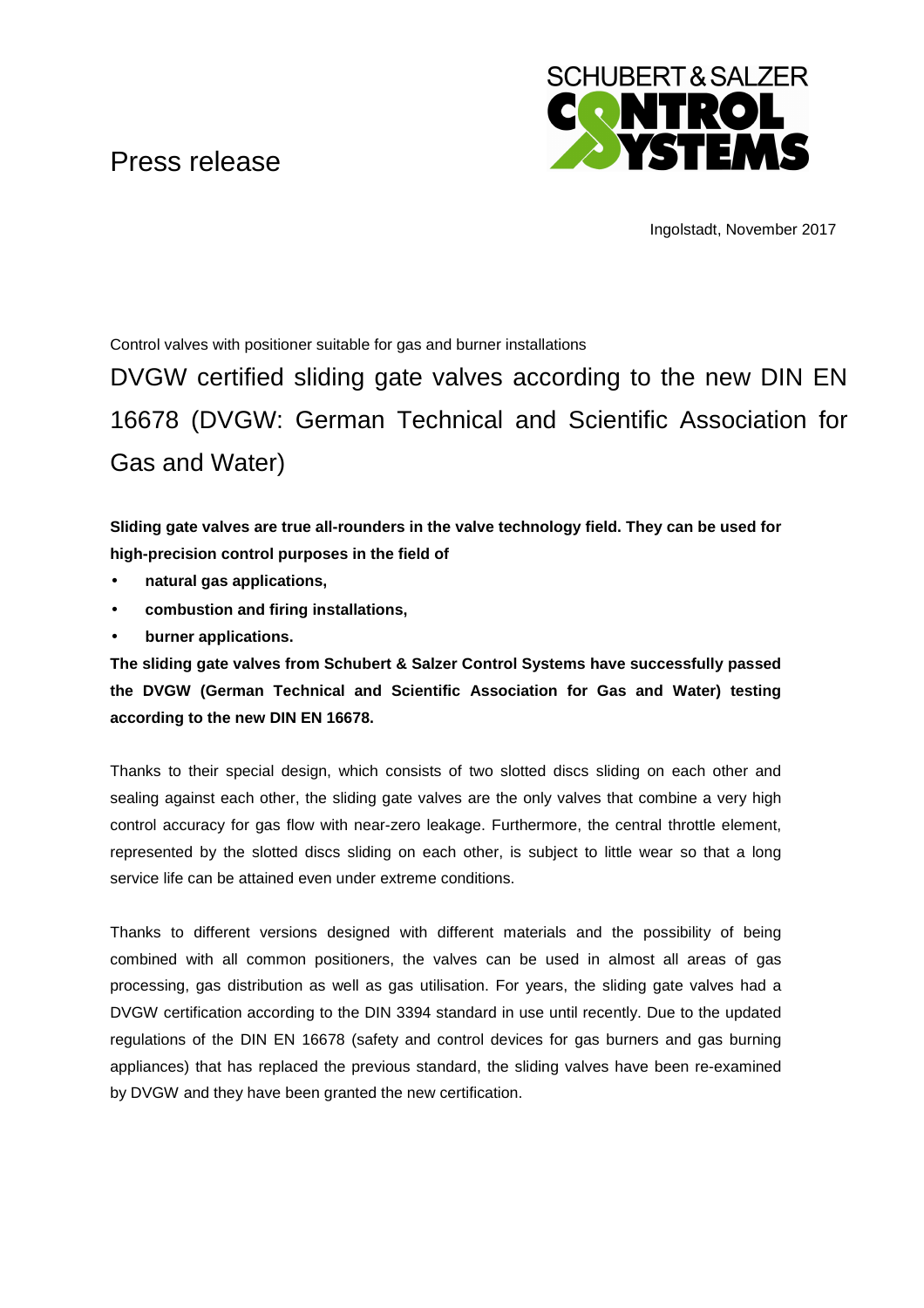# Press release

Ingolstadt, November 2017

Control valves with positioner suitable for gas and burner installations

## DVGW certified sliding gate valves according to the new DIN EN 16678 (DVGW: German Technical and Scientific Association for Gas and Water)

**Sliding gate valves are true all-rounders in the valve technology field. They can be used for high-precision control purposes in the field of**

- **natural gas applications,**
- **combustion and firing installations,**
- **burner applications.**

**The sliding gate valves from Schubert & Salzer Control Systems have successfully passed the DVGW (German Technical and Scientific Association for Gas and Water) testing according to the new DIN EN 16678.**

Thanks to their special design, which consists of two slotted discs sliding on each other and sealing against each other, the sliding gate valves are the only valves that combine a very high control accuracy for gas flow with near-zero leakage. Furthermore, the central throttle element, represented by the slotted discs sliding on each other, is subject to little wear so that a long service life can be attained even under extreme conditions.

Thanks to different versions designed with different materials and the possibility of being combined with all common positioners, the valves can be used in almost all areas of gas processing, gas distribution as well as gas utilisation. For years, the sliding gate valves had a DVGW certification according to the DIN 3394 standard in use until recently. Due to the updated regulations of the DIN EN 16678 (safety and control devices for gas burners and gas burning appliances) that has replaced the previous standard, the sliding valves have been re-examined by DVGW and they have been granted the new certification.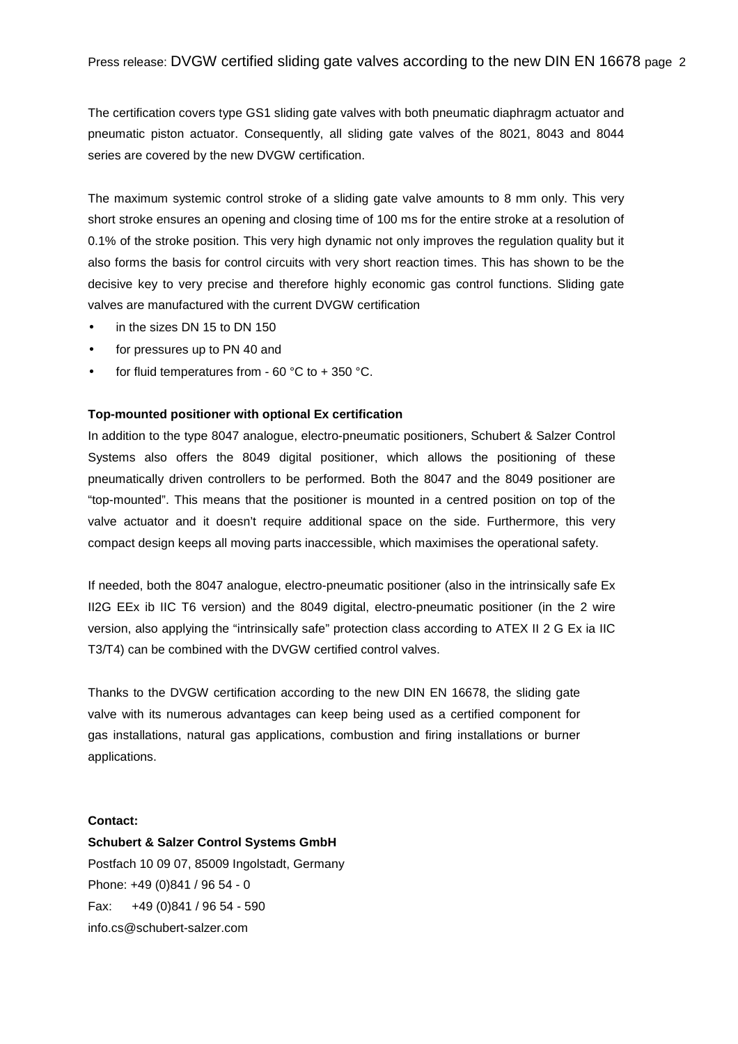The certification covers type GS1 sliding gate valves with both pneumatic diaphragm actuator and pneumatic piston actuator. Consequently, all sliding gate valves of the 8021, 8043 and 8044 series are covered by the new DVGW certification.

The maximum systemic control stroke of a sliding gate valve amounts to 8 mm only. This very short stroke ensures an opening and closing time of 100 ms for the entire stroke at a resolution of 0.1% of the stroke position. This very high dynamic not only improves the regulation quality but it also forms the basis for control circuits with very short reaction times. This has shown to be the decisive key to very precise and therefore highly economic gas control functions. Sliding gate valves are manufactured with the current DVGW certification

- in the sizes DN 15 to DN 150
- for pressures up to PN 40 and
- for fluid temperatures from - 60 °C to + 350 °C.

**Top-mounted positioner with optional Ex certification**

In addition to the type 8047 analogue, electro-pneumatic positioners, Schubert & Salzer Control Systems also offers the 8049 digital positioner, which allows the positioning of these pneumatically driven controllers to be performed. Both the 8047 and the 8049 positioner are "top-mounted". This means that the positioner is mounted in a centred position on top of the valve actuator and it doesn't require additional space on the side. Furthermore, this very compact design keeps all moving parts inaccessible, which maximises the operational safety.

If needed, both the 8047 analogue, electro-pneumatic positioner (also in the intrinsically safe Ex II2G EEx ib IIC T6 version) and the 8049 digital, electro-pneumatic positioner (in the 2 wire version, also applying the "intrinsically safe" protection class according to ATEX II 2 G Ex ia IIC T3/T4) can be combined with the DVGW certified control valves.

Thanks to the DVGW certification according to the new DIN EN 16678, the sliding gate valve with its numerous advantages can keep being used as a certified component for gas installations, natural gas applications, combustion and firing installations or burner applications.

**Contact:**

**Schubert & Salzer Control Systems GmbH**

Postfach 10 09 07, 85009 Ingolstadt, Germany

Phone: +49 (0)841 / 96 54 - 0

Fax: +49 (0)841 / 96 54 - 590

info.cs@schubert-salzer.com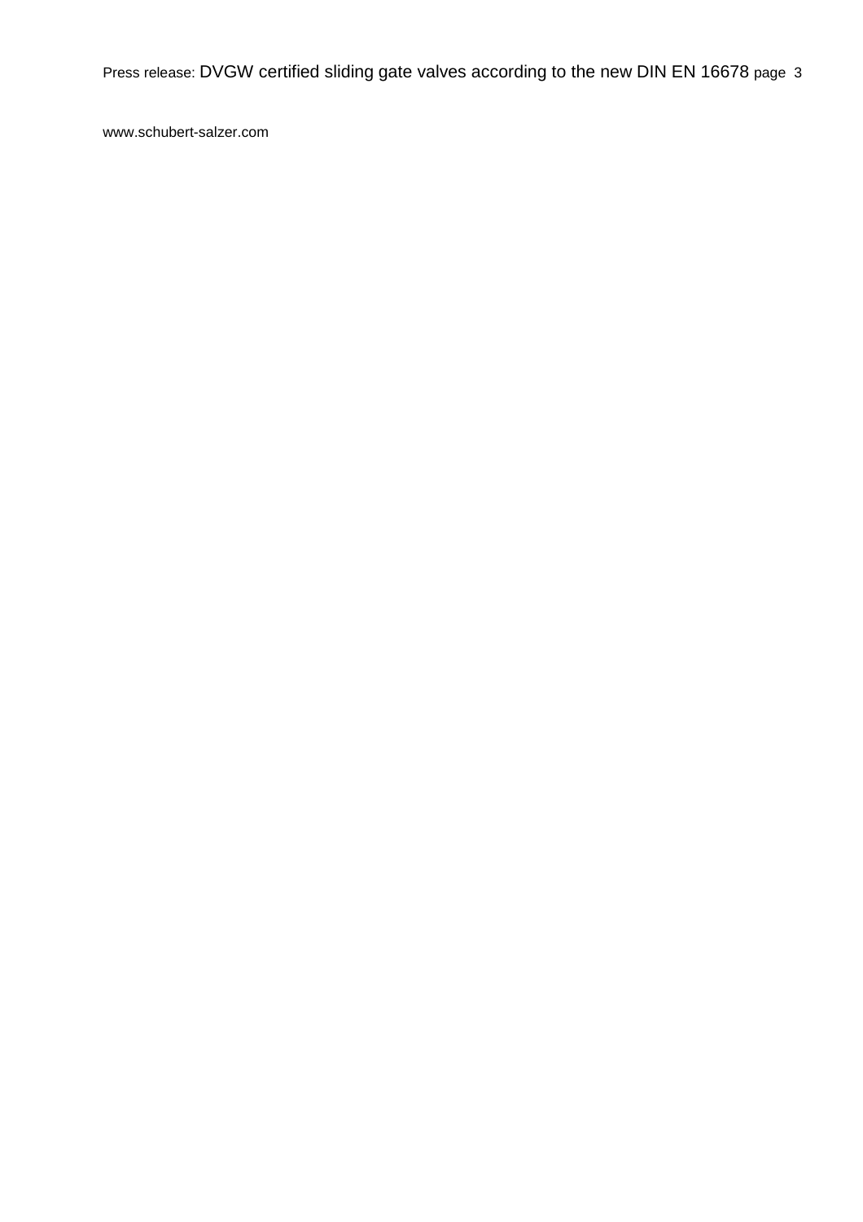www.schubert-salzer.com